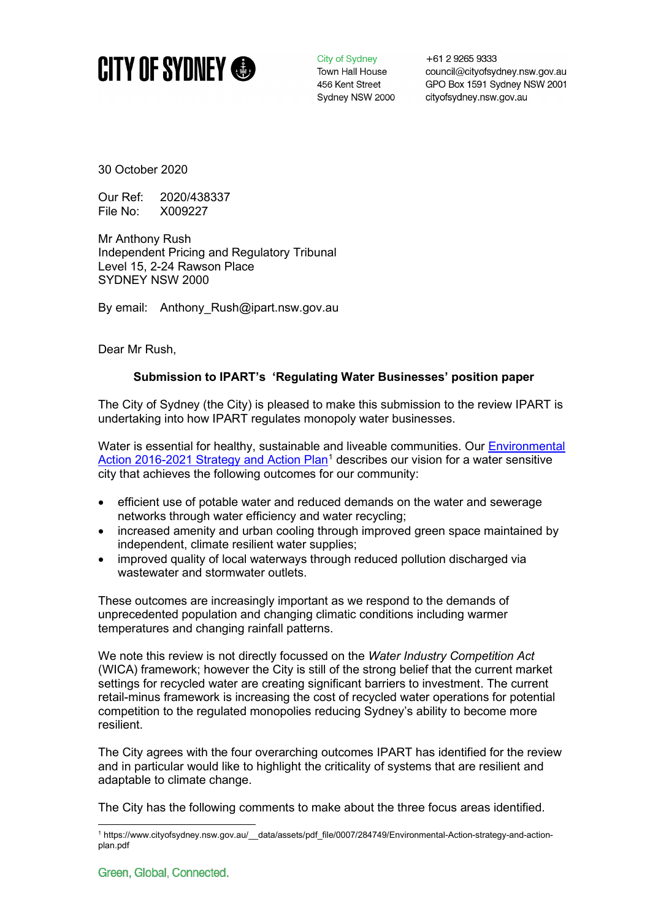**CITY OF SYDNEY**

City of Sydney
Town Hall House
456 Kent Street
Sydney NSW 2000

+61 2 9265 9333
council@cityofsydney.nsw.gov.au
GPO Box 1591 Sydney NSW 2001
cityofsydney.nsw.gov.au

30 October 2020

Our Ref: 2020/438337
File No: X009227

Mr Anthony Rush
Independent Pricing and Regulatory Tribunal
Level 15, 2-24 Rawson Place
SYDNEY NSW 2000

By email: Anthony_Rush@ipart.nsw.gov.au

Dear Mr Rush,

**Submission to IPART's 'Regulating Water Businesses' position paper**

The City of Sydney (the City) is pleased to make this submission to the review IPART is undertaking into how IPART regulates monopoly water businesses.

Water is essential for healthy, sustainable and liveable communities. Our Environmental Action 2016-2021 Strategy and Action Plan[1] describes our vision for a water sensitive city that achieves the following outcomes for our community:

- efficient use of potable water and reduced demands on the water and sewerage networks through water efficiency and water recycling;
- increased amenity and urban cooling through improved green space maintained by independent, climate resilient water supplies;
- improved quality of local waterways through reduced pollution discharged via wastewater and stormwater outlets.

These outcomes are increasingly important as we respond to the demands of unprecedented population and changing climatic conditions including warmer temperatures and changing rainfall patterns.

We note this review is not directly focussed on the *Water Industry Competition Act* (WICA) framework; however the City is still of the strong belief that the current market settings for recycled water are creating significant barriers to investment. The current retail-minus framework is increasing the cost of recycled water operations for potential competition to the regulated monopolies reducing Sydney's ability to become more resilient.

The City agrees with the four overarching outcomes IPART has identified for the review and in particular would like to highlight the criticality of systems that are resilient and adaptable to climate change.

The City has the following comments to make about the three focus areas identified.

[1] https://www.cityofsydney.nsw.gov.au/__data/assets/pdf_file/0007/284749/Environmental-Action-strategy-and-action-plan.pdf

Green, Global, Connected.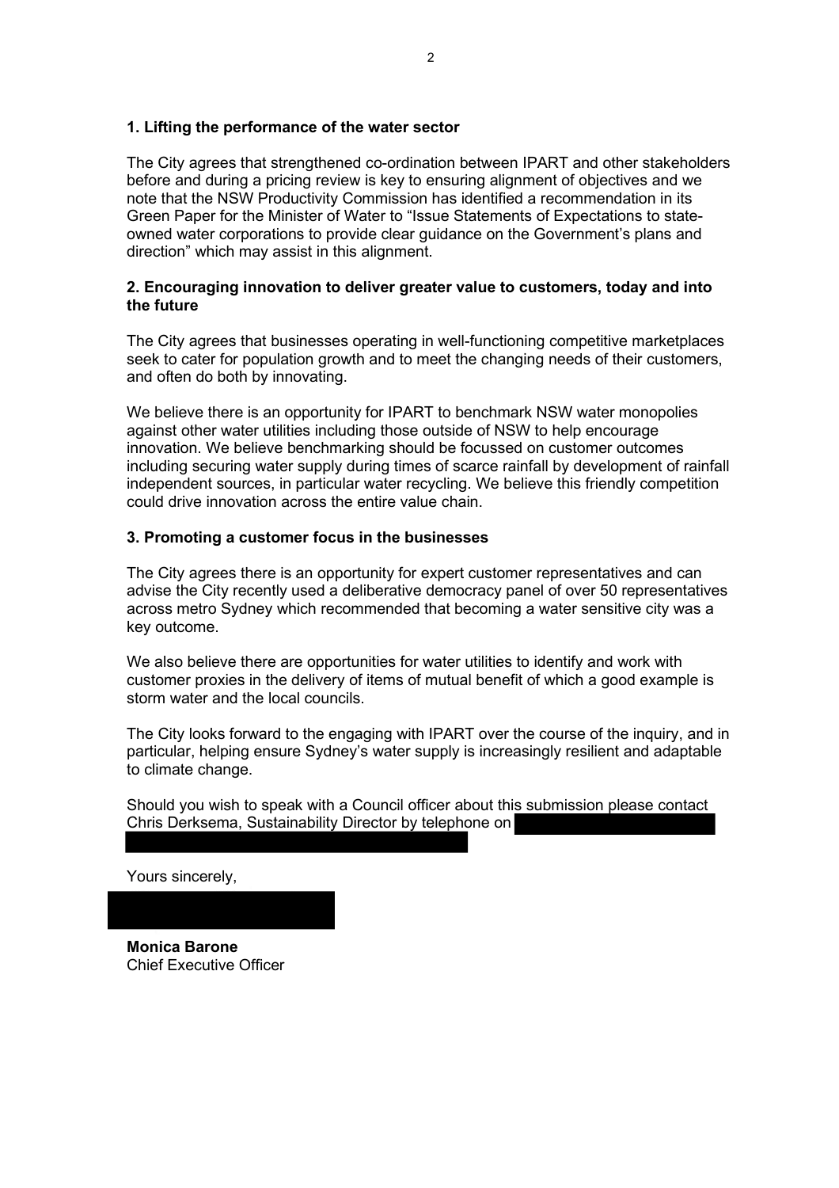**1. Lifting the performance of the water sector**

The City agrees that strengthened co-ordination between IPART and other stakeholders before and during a pricing review is key to ensuring alignment of objectives and we note that the NSW Productivity Commission has identified a recommendation in its Green Paper for the Minister of Water to "Issue Statements of Expectations to state-owned water corporations to provide clear guidance on the Government's plans and direction" which may assist in this alignment.

**2. Encouraging innovation to deliver greater value to customers, today and into the future**

The City agrees that businesses operating in well-functioning competitive marketplaces seek to cater for population growth and to meet the changing needs of their customers, and often do both by innovating.

We believe there is an opportunity for IPART to benchmark NSW water monopolies against other water utilities including those outside of NSW to help encourage innovation. We believe benchmarking should be focussed on customer outcomes including securing water supply during times of scarce rainfall by development of rainfall independent sources, in particular water recycling. We believe this friendly competition could drive innovation across the entire value chain.

**3. Promoting a customer focus in the businesses**

The City agrees there is an opportunity for expert customer representatives and can advise the City recently used a deliberative democracy panel of over 50 representatives across metro Sydney which recommended that becoming a water sensitive city was a key outcome.

We also believe there are opportunities for water utilities to identify and work with customer proxies in the delivery of items of mutual benefit of which a good example is storm water and the local councils.

The City looks forward to the engaging with IPART over the course of the inquiry, and in particular, helping ensure Sydney's water supply is increasingly resilient and adaptable to climate change.

Should you wish to speak with a Council officer about this submission please contact Chris Derksema, Sustainability Director by telephone on

Yours sincerely,

**Monica Barone**
Chief Executive Officer